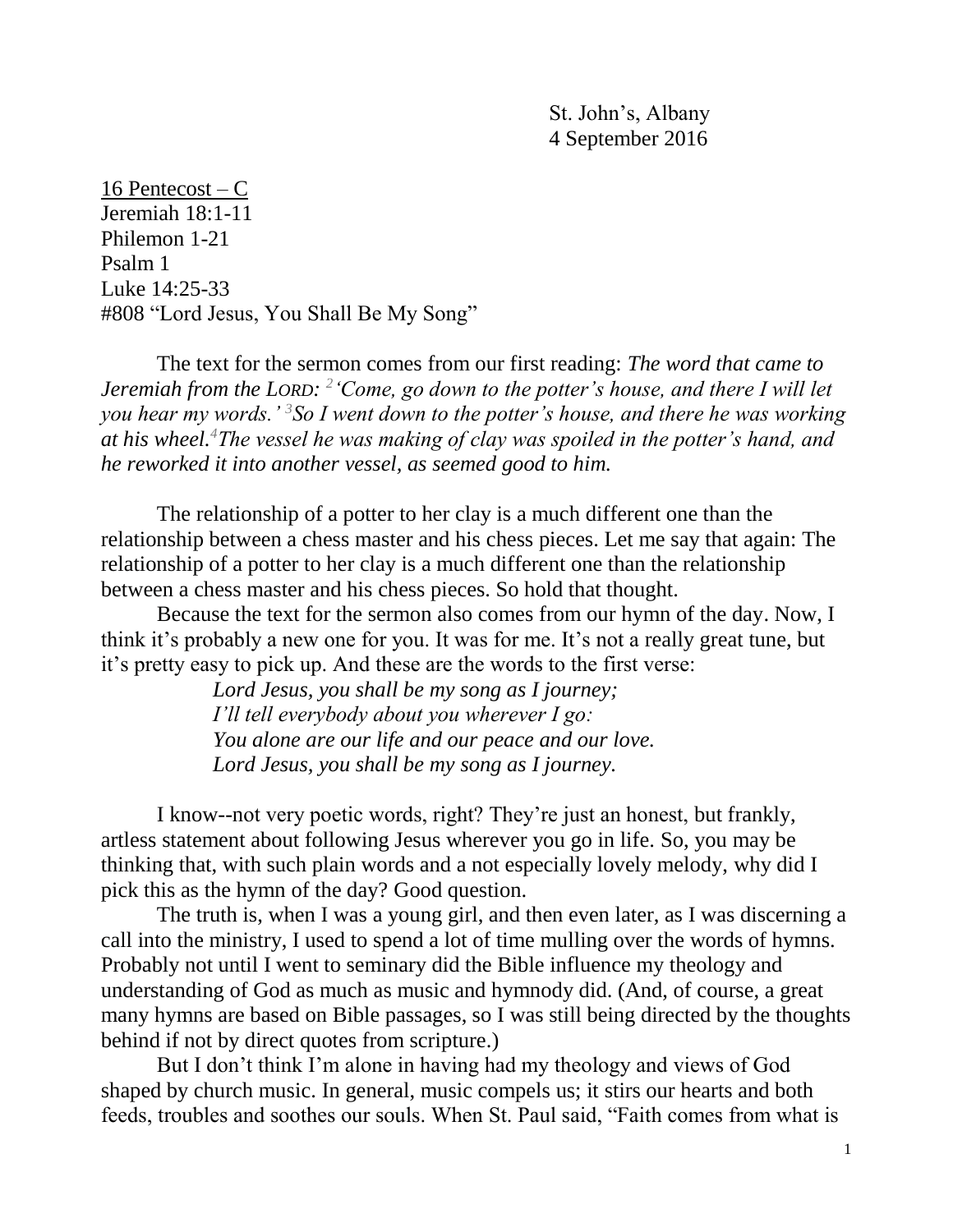St. John's, Albany
4 September 2016

<u>16 Pentecost – C</u>
Jeremiah 18:1-11
Philemon 1-21
Psalm 1
Luke 14:25-33
#808 "Lord Jesus, You Shall Be My Song"

The text for the sermon comes from our first reading: ***The word that came to Jeremiah from the LORD: [2] 'Come, go down to the potter's house, and there I will let you hear my words.' [3] So I went down to the potter's house, and there he was working at his wheel.[4] The vessel he was making of clay was spoiled in the potter's hand, and he reworked it into another vessel, as seemed good to him.***

The relationship of a potter to her clay is a much different one than the relationship between a chess master and his chess pieces. Let me say that again: The relationship of a potter to her clay is a much different one than the relationship between a chess master and his chess pieces. So hold that thought.

Because the text for the sermon also comes from our hymn of the day. Now, I think it's probably a new one for you. It was for me. It's not a really great tune, but it's pretty easy to pick up. And these are the words to the first verse:

> *Lord Jesus, you shall be my song as I journey;*
> *I'll tell everybody about you wherever I go:*
> *You alone are our life and our peace and our love.*
> *Lord Jesus, you shall be my song as I journey.*

I know--not very poetic words, right? They're just an honest, but frankly, artless statement about following Jesus wherever you go in life. So, you may be thinking that, with such plain words and a not especially lovely melody, why did I pick this as the hymn of the day? Good question.

The truth is, when I was a young girl, and then even later, as I was discerning a call into the ministry, I used to spend a lot of time mulling over the words of hymns. Probably not until I went to seminary did the Bible influence my theology and understanding of God as much as music and hymnody did. (And, of course, a great many hymns are based on Bible passages, so I was still being directed by the thoughts behind if not by direct quotes from scripture.)

But I don't think I'm alone in having had my theology and views of God shaped by church music. In general, music compels us; it stirs our hearts and both feeds, troubles and soothes our souls. When St. Paul said, "Faith comes from what is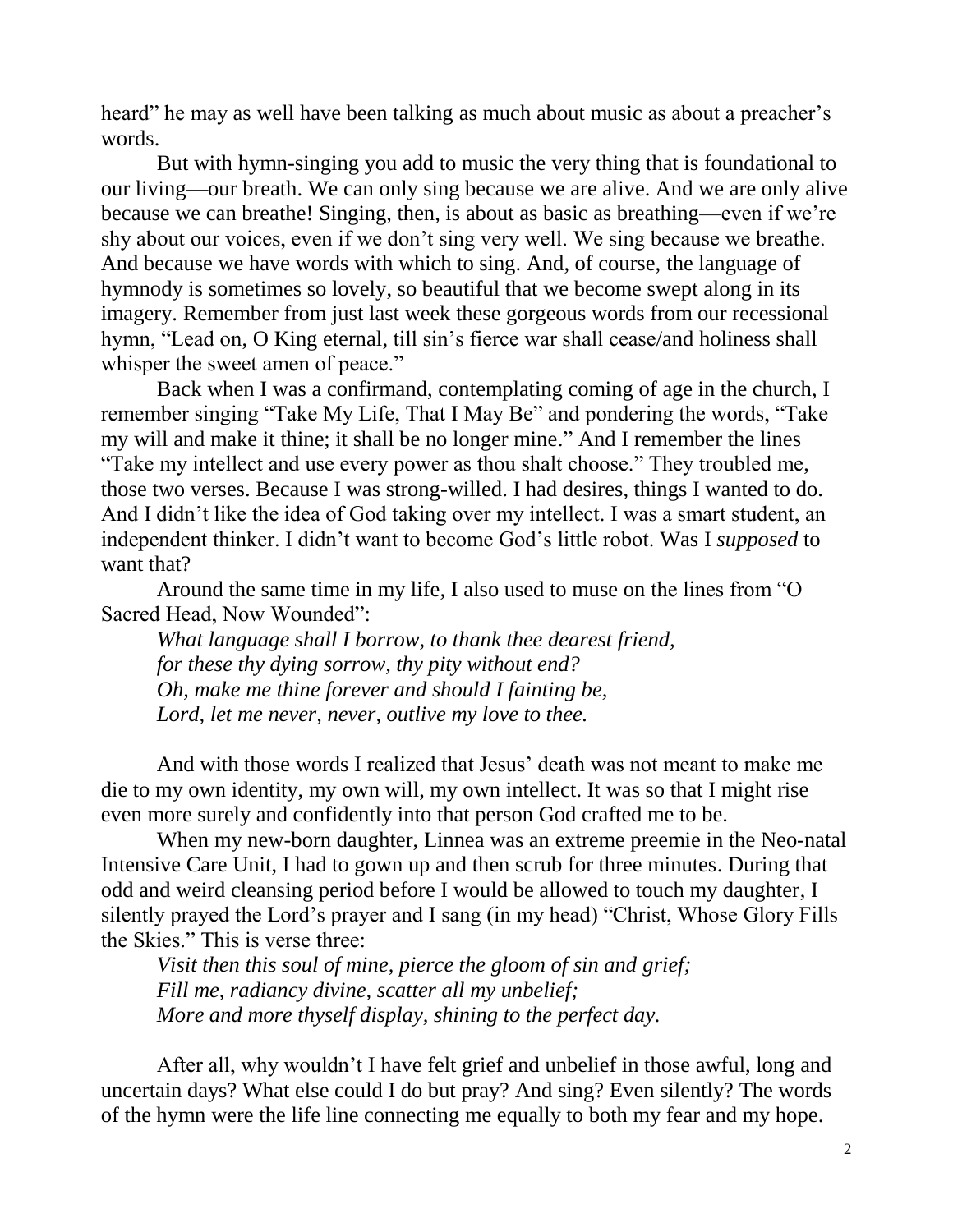heard" he may as well have been talking as much about music as about a preacher's words.

But with hymn-singing you add to music the very thing that is foundational to our living—our breath. We can only sing because we are alive. And we are only alive because we can breathe! Singing, then, is about as basic as breathing—even if we're shy about our voices, even if we don't sing very well. We sing because we breathe. And because we have words with which to sing. And, of course, the language of hymnody is sometimes so lovely, so beautiful that we become swept along in its imagery. Remember from just last week these gorgeous words from our recessional hymn, "Lead on, O King eternal, till sin's fierce war shall cease/and holiness shall whisper the sweet amen of peace."

Back when I was a confirmand, contemplating coming of age in the church, I remember singing "Take My Life, That I May Be" and pondering the words, "Take my will and make it thine; it shall be no longer mine." And I remember the lines "Take my intellect and use every power as thou shalt choose." They troubled me, those two verses. Because I was strong-willed. I had desires, things I wanted to do. And I didn't like the idea of God taking over my intellect. I was a smart student, an independent thinker. I didn't want to become God's little robot. Was I *supposed* to want that?

Around the same time in my life, I also used to muse on the lines from "O Sacred Head, Now Wounded":

*What language shall I borrow, to thank thee dearest friend,*
*for these thy dying sorrow, thy pity without end?*
*Oh, make me thine forever and should I fainting be,*
*Lord, let me never, never, outlive my love to thee.*

And with those words I realized that Jesus' death was not meant to make me die to my own identity, my own will, my own intellect. It was so that I might rise even more surely and confidently into that person God crafted me to be.

When my new-born daughter, Linnea was an extreme preemie in the Neo-natal Intensive Care Unit, I had to gown up and then scrub for three minutes. During that odd and weird cleansing period before I would be allowed to touch my daughter, I silently prayed the Lord's prayer and I sang (in my head) "Christ, Whose Glory Fills the Skies." This is verse three:

*Visit then this soul of mine, pierce the gloom of sin and grief;*
*Fill me, radiancy divine, scatter all my unbelief;*
*More and more thyself display, shining to the perfect day.*

After all, why wouldn't I have felt grief and unbelief in those awful, long and uncertain days? What else could I do but pray? And sing? Even silently? The words of the hymn were the life line connecting me equally to both my fear and my hope.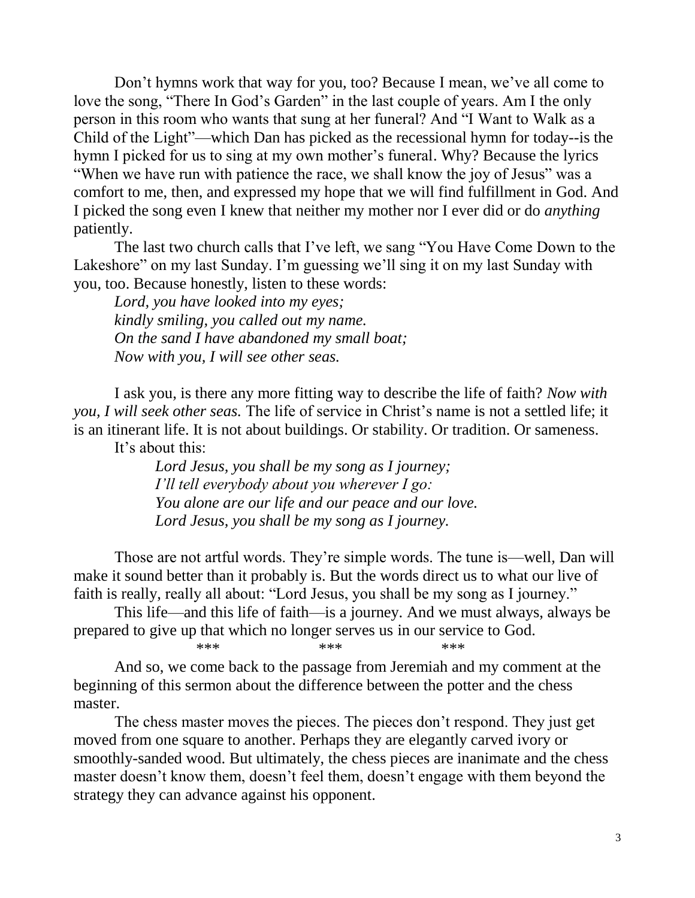Don't hymns work that way for you, too? Because I mean, we've all come to love the song, "There In God's Garden" in the last couple of years. Am I the only person in this room who wants that sung at her funeral? And "I Want to Walk as a Child of the Light"—which Dan has picked as the recessional hymn for today--is the hymn I picked for us to sing at my own mother's funeral. Why? Because the lyrics "When we have run with patience the race, we shall know the joy of Jesus" was a comfort to me, then, and expressed my hope that we will find fulfillment in God. And I picked the song even I knew that neither my mother nor I ever did or do *anything* patiently.

The last two church calls that I've left, we sang "You Have Come Down to the Lakeshore" on my last Sunday. I'm guessing we'll sing it on my last Sunday with you, too. Because honestly, listen to these words:

*Lord, you have looked into my eyes;*
*kindly smiling, you called out my name.*
*On the sand I have abandoned my small boat;*
*Now with you, I will see other seas.*

I ask you, is there any more fitting way to describe the life of faith? *Now with you, I will seek other seas.* The life of service in Christ's name is not a settled life; it is an itinerant life. It is not about buildings. Or stability. Or tradition. Or sameness.

It's about this:

*Lord Jesus, you shall be my song as I journey;*
*I'll tell everybody about you wherever I go:*
*You alone are our life and our peace and our love.*
*Lord Jesus, you shall be my song as I journey.*

Those are not artful words. They're simple words. The tune is—well, Dan will make it sound better than it probably is. But the words direct us to what our live of faith is really, really all about: "Lord Jesus, you shall be my song as I journey."

This life—and this life of faith—is a journey. And we must always, always be prepared to give up that which no longer serves us in our service to God.

\*\*\* \*\*\* \*\*\*

And so, we come back to the passage from Jeremiah and my comment at the beginning of this sermon about the difference between the potter and the chess master.

The chess master moves the pieces. The pieces don't respond. They just get moved from one square to another. Perhaps they are elegantly carved ivory or smoothly-sanded wood. But ultimately, the chess pieces are inanimate and the chess master doesn't know them, doesn't feel them, doesn't engage with them beyond the strategy they can advance against his opponent.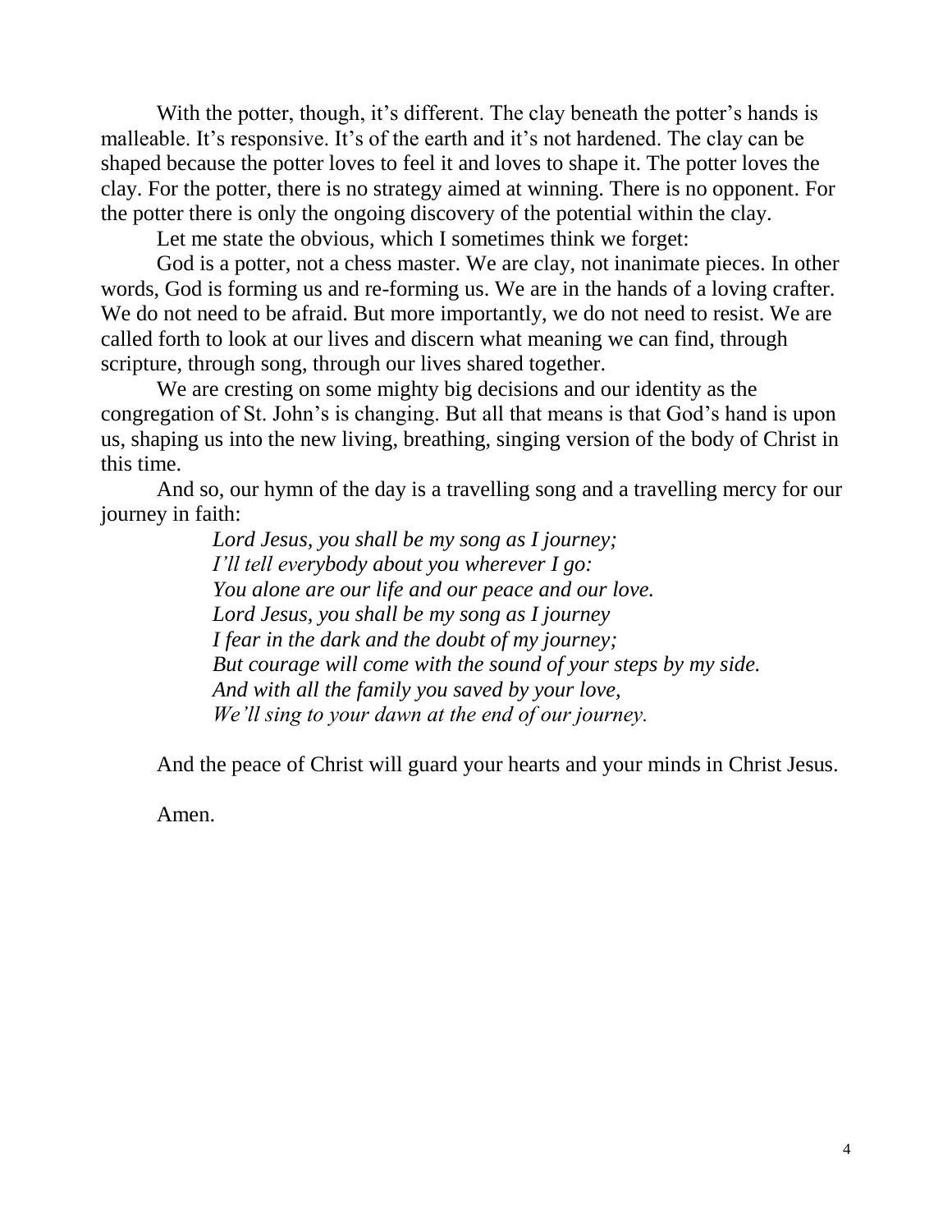With the potter, though, it's different. The clay beneath the potter's hands is malleable. It's responsive. It's of the earth and it's not hardened. The clay can be shaped because the potter loves to feel it and loves to shape it. The potter loves the clay. For the potter, there is no strategy aimed at winning. There is no opponent. For the potter there is only the ongoing discovery of the potential within the clay.

Let me state the obvious, which I sometimes think we forget:

God is a potter, not a chess master. We are clay, not inanimate pieces. In other words, God is forming us and re-forming us. We are in the hands of a loving crafter. We do not need to be afraid. But more importantly, we do not need to resist. We are called forth to look at our lives and discern what meaning we can find, through scripture, through song, through our lives shared together.

We are cresting on some mighty big decisions and our identity as the congregation of St. John's is changing. But all that means is that God's hand is upon us, shaping us into the new living, breathing, singing version of the body of Christ in this time.

And so, our hymn of the day is a travelling song and a travelling mercy for our journey in faith:

> *Lord Jesus, you shall be my song as I journey;*
> *I'll tell everybody about you wherever I go:*
> *You alone are our life and our peace and our love.*
> *Lord Jesus, you shall be my song as I journey*
> *I fear in the dark and the doubt of my journey;*
> *But courage will come with the sound of your steps by my side.*
> *And with all the family you saved by your love,*
> *We'll sing to your dawn at the end of our journey.*

And the peace of Christ will guard your hearts and your minds in Christ Jesus.

Amen.